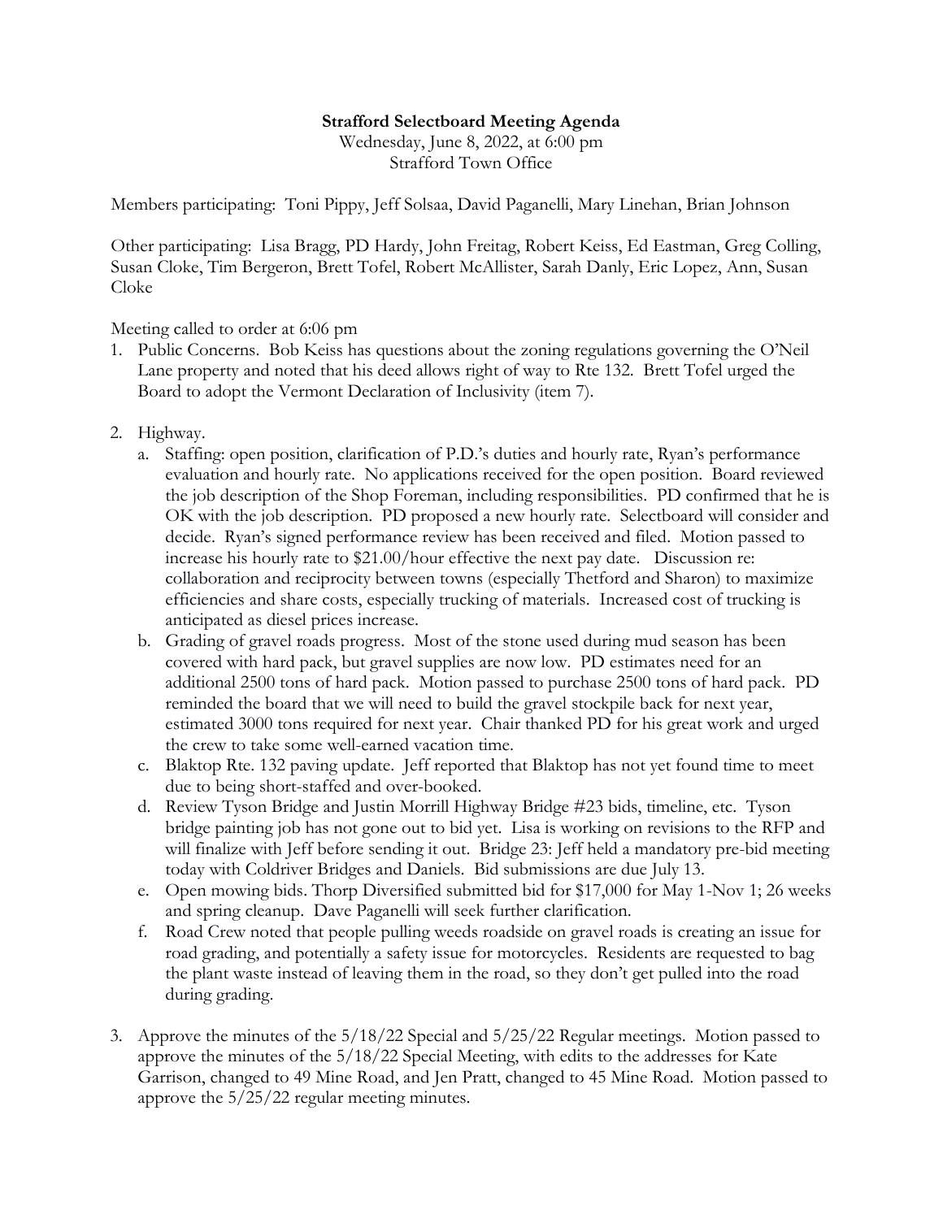**Strafford Selectboard Meeting Agenda**

Wednesday, June 8, 2022, at 6:00 pm
Strafford Town Office

Members participating: Toni Pippy, Jeff Solsaa, David Paganelli, Mary Linehan, Brian Johnson

Other participating: Lisa Bragg, PD Hardy, John Freitag, Robert Keiss, Ed Eastman, Greg Colling, Susan Cloke, Tim Bergeron, Brett Tofel, Robert McAllister, Sarah Danly, Eric Lopez, Ann, Susan Cloke

Meeting called to order at 6:06 pm

1. Public Concerns. Bob Keiss has questions about the zoning regulations governing the O'Neil Lane property and noted that his deed allows right of way to Rte 132. Brett Tofel urged the Board to adopt the Vermont Declaration of Inclusivity (item 7).

2. Highway.
   a. Staffing: open position, clarification of P.D.'s duties and hourly rate, Ryan's performance evaluation and hourly rate. No applications received for the open position. Board reviewed the job description of the Shop Foreman, including responsibilities. PD confirmed that he is OK with the job description. PD proposed a new hourly rate. Selectboard will consider and decide. Ryan's signed performance review has been received and filed. Motion passed to increase his hourly rate to $21.00/hour effective the next pay date. Discussion re: collaboration and reciprocity between towns (especially Thetford and Sharon) to maximize efficiencies and share costs, especially trucking of materials. Increased cost of trucking is anticipated as diesel prices increase.
   b. Grading of gravel roads progress. Most of the stone used during mud season has been covered with hard pack, but gravel supplies are now low. PD estimates need for an additional 2500 tons of hard pack. Motion passed to purchase 2500 tons of hard pack. PD reminded the board that we will need to build the gravel stockpile back for next year, estimated 3000 tons required for next year. Chair thanked PD for his great work and urged the crew to take some well-earned vacation time.
   c. Blaktop Rte. 132 paving update. Jeff reported that Blaktop has not yet found time to meet due to being short-staffed and over-booked.
   d. Review Tyson Bridge and Justin Morrill Highway Bridge #23 bids, timeline, etc. Tyson bridge painting job has not gone out to bid yet. Lisa is working on revisions to the RFP and will finalize with Jeff before sending it out. Bridge 23: Jeff held a mandatory pre-bid meeting today with Coldriver Bridges and Daniels. Bid submissions are due July 13.
   e. Open mowing bids. Thorp Diversified submitted bid for $17,000 for May 1-Nov 1; 26 weeks and spring cleanup. Dave Paganelli will seek further clarification.
   f. Road Crew noted that people pulling weeds roadside on gravel roads is creating an issue for road grading, and potentially a safety issue for motorcycles. Residents are requested to bag the plant waste instead of leaving them in the road, so they don't get pulled into the road during grading.

3. Approve the minutes of the 5/18/22 Special and 5/25/22 Regular meetings. Motion passed to approve the minutes of the 5/18/22 Special Meeting, with edits to the addresses for Kate Garrison, changed to 49 Mine Road, and Jen Pratt, changed to 45 Mine Road. Motion passed to approve the 5/25/22 regular meeting minutes.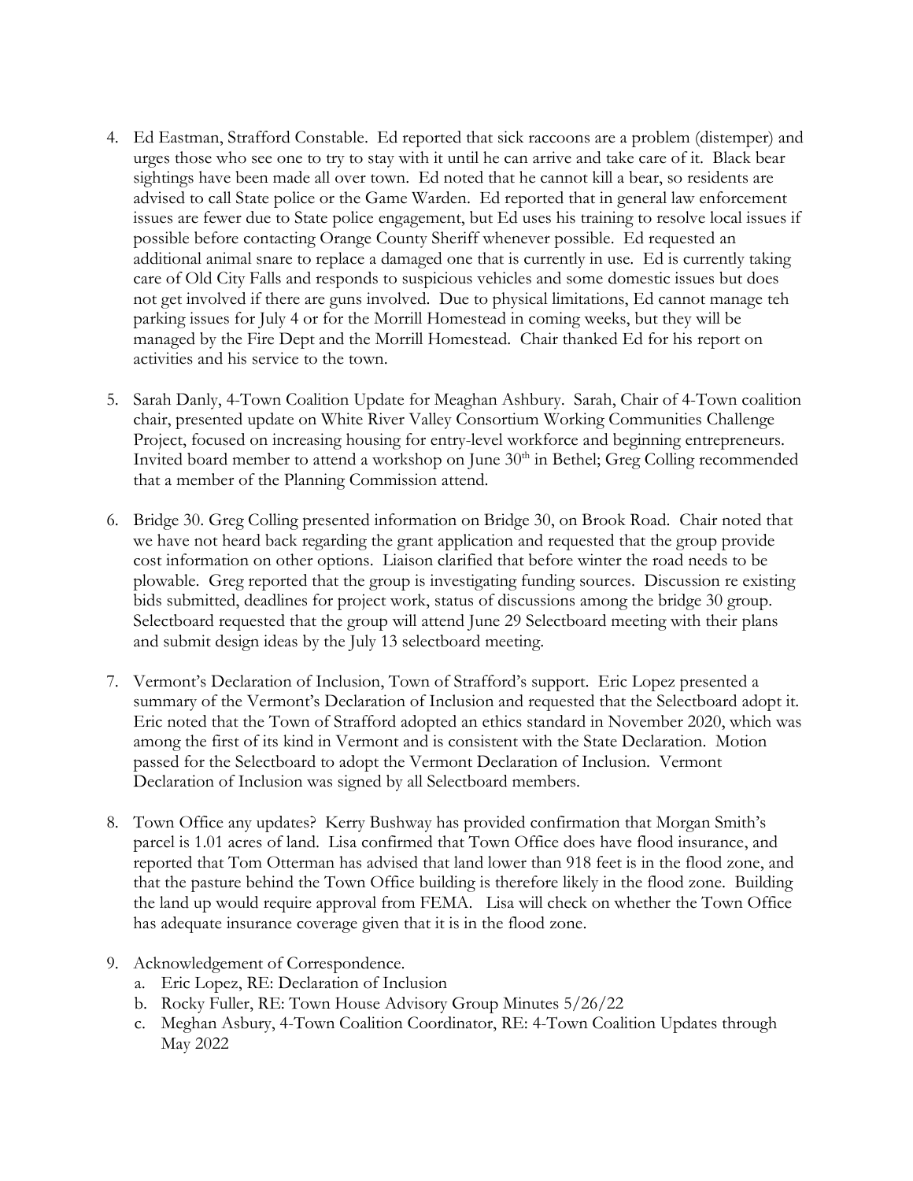4. Ed Eastman, Strafford Constable. Ed reported that sick raccoons are a problem (distemper) and urges those who see one to try to stay with it until he can arrive and take care of it. Black bear sightings have been made all over town. Ed noted that he cannot kill a bear, so residents are advised to call State police or the Game Warden. Ed reported that in general law enforcement issues are fewer due to State police engagement, but Ed uses his training to resolve local issues if possible before contacting Orange County Sheriff whenever possible. Ed requested an additional animal snare to replace a damaged one that is currently in use. Ed is currently taking care of Old City Falls and responds to suspicious vehicles and some domestic issues but does not get involved if there are guns involved. Due to physical limitations, Ed cannot manage teh parking issues for July 4 or for the Morrill Homestead in coming weeks, but they will be managed by the Fire Dept and the Morrill Homestead. Chair thanked Ed for his report on activities and his service to the town.

5. Sarah Danly, 4-Town Coalition Update for Meaghan Ashbury. Sarah, Chair of 4-Town coalition chair, presented update on White River Valley Consortium Working Communities Challenge Project, focused on increasing housing for entry-level workforce and beginning entrepreneurs. Invited board member to attend a workshop on June 30th in Bethel; Greg Colling recommended that a member of the Planning Commission attend.

6. Bridge 30. Greg Colling presented information on Bridge 30, on Brook Road. Chair noted that we have not heard back regarding the grant application and requested that the group provide cost information on other options. Liaison clarified that before winter the road needs to be plowable. Greg reported that the group is investigating funding sources. Discussion re existing bids submitted, deadlines for project work, status of discussions among the bridge 30 group. Selectboard requested that the group will attend June 29 Selectboard meeting with their plans and submit design ideas by the July 13 selectboard meeting.

7. Vermont's Declaration of Inclusion, Town of Strafford's support. Eric Lopez presented a summary of the Vermont's Declaration of Inclusion and requested that the Selectboard adopt it. Eric noted that the Town of Strafford adopted an ethics standard in November 2020, which was among the first of its kind in Vermont and is consistent with the State Declaration. Motion passed for the Selectboard to adopt the Vermont Declaration of Inclusion. Vermont Declaration of Inclusion was signed by all Selectboard members.

8. Town Office any updates? Kerry Bushway has provided confirmation that Morgan Smith's parcel is 1.01 acres of land. Lisa confirmed that Town Office does have flood insurance, and reported that Tom Otterman has advised that land lower than 918 feet is in the flood zone, and that the pasture behind the Town Office building is therefore likely in the flood zone. Building the land up would require approval from FEMA. Lisa will check on whether the Town Office has adequate insurance coverage given that it is in the flood zone.

9. Acknowledgement of Correspondence.
   a. Eric Lopez, RE: Declaration of Inclusion
   b. Rocky Fuller, RE: Town House Advisory Group Minutes 5/26/22
   c. Meghan Asbury, 4-Town Coalition Coordinator, RE: 4-Town Coalition Updates through May 2022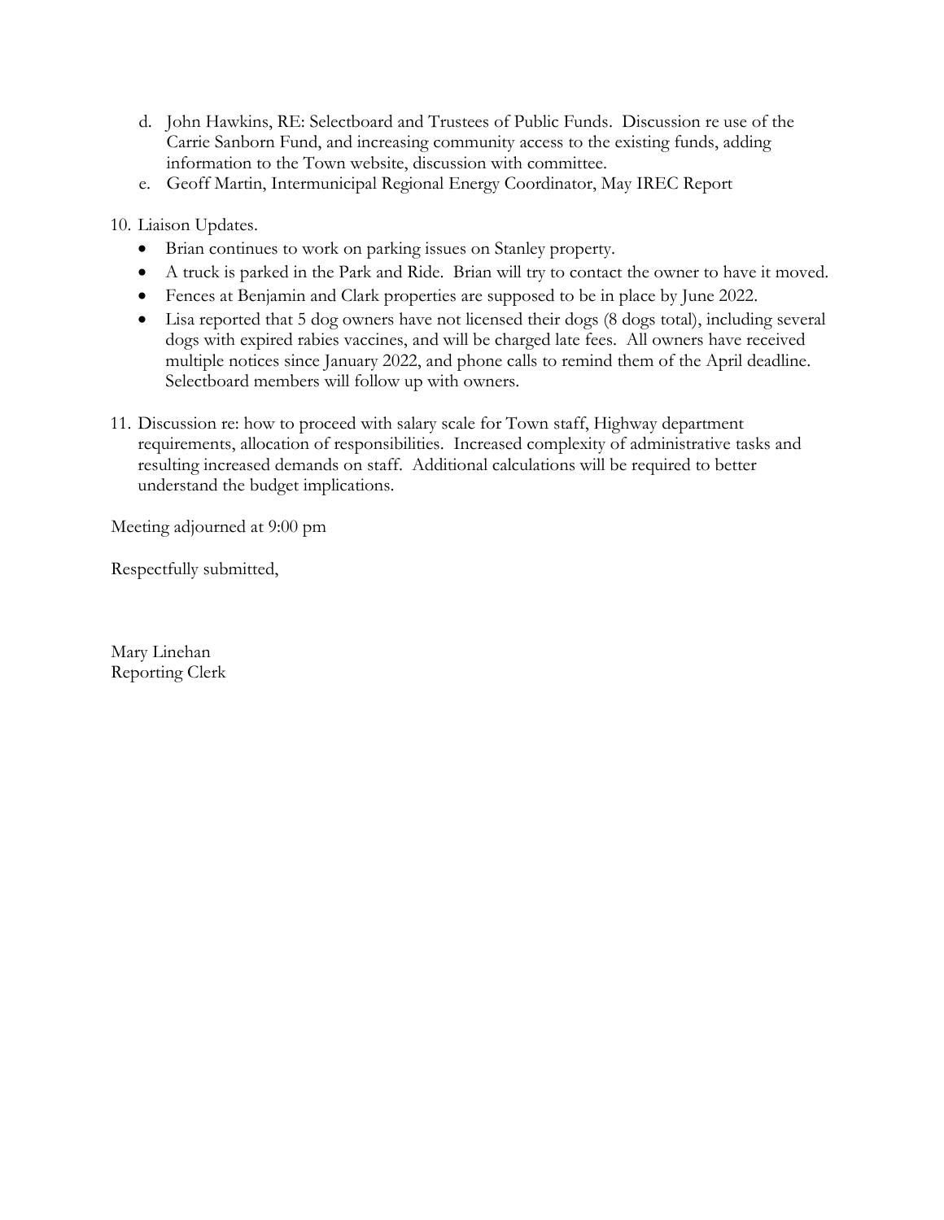d. John Hawkins, RE: Selectboard and Trustees of Public Funds. Discussion re use of the Carrie Sanborn Fund, and increasing community access to the existing funds, adding information to the Town website, discussion with committee.
e. Geoff Martin, Intermunicipal Regional Energy Coordinator, May IREC Report

10. Liaison Updates.
    - Brian continues to work on parking issues on Stanley property.
    - A truck is parked in the Park and Ride. Brian will try to contact the owner to have it moved.
    - Fences at Benjamin and Clark properties are supposed to be in place by June 2022.
    - Lisa reported that 5 dog owners have not licensed their dogs (8 dogs total), including several dogs with expired rabies vaccines, and will be charged late fees. All owners have received multiple notices since January 2022, and phone calls to remind them of the April deadline. Selectboard members will follow up with owners.

11. Discussion re: how to proceed with salary scale for Town staff, Highway department requirements, allocation of responsibilities. Increased complexity of administrative tasks and resulting increased demands on staff. Additional calculations will be required to better understand the budget implications.

Meeting adjourned at 9:00 pm

Respectfully submitted,

Mary Linehan
Reporting Clerk